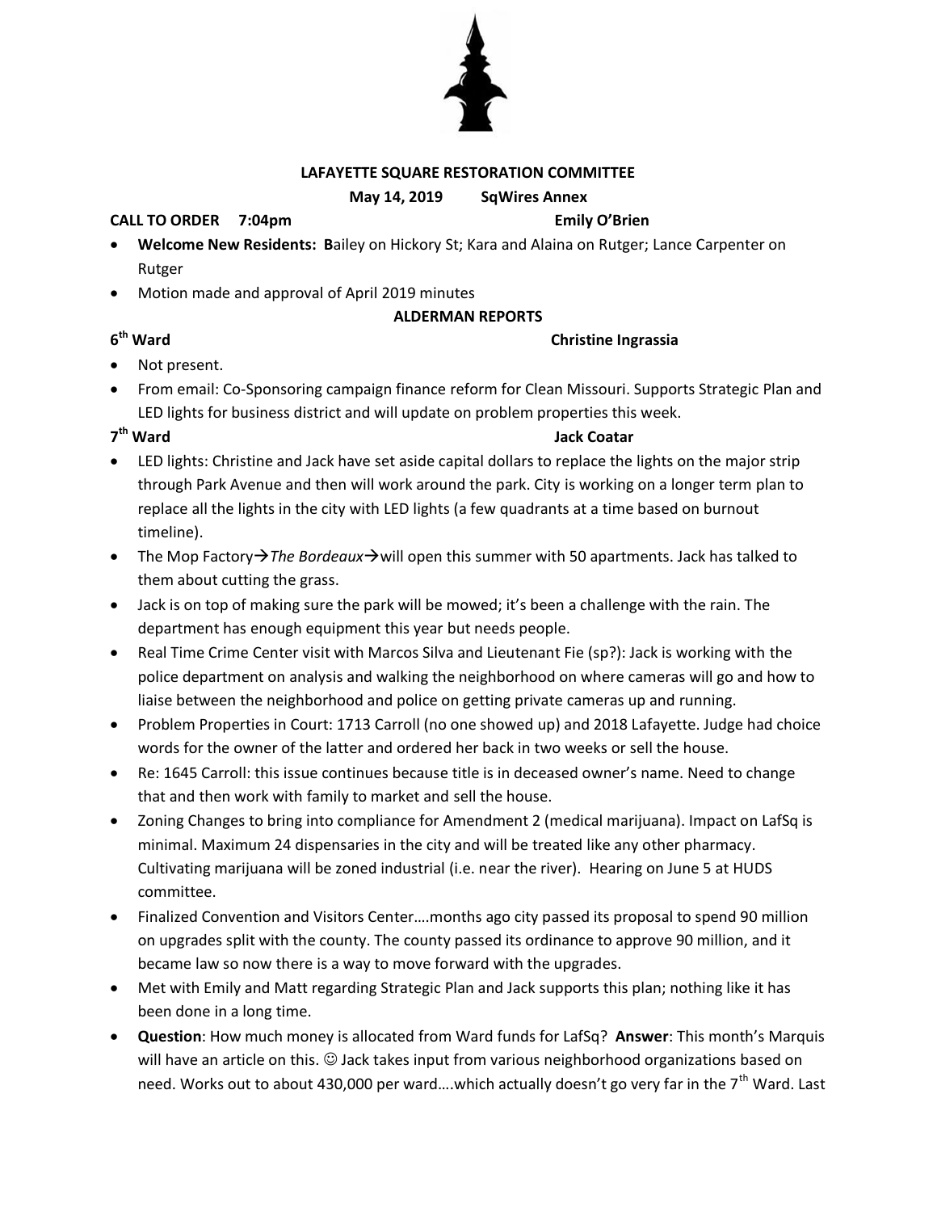# LAFAYETTE SQUARE RESTORATION COMMITTEE

**May 14, 2019 SqWires Annex**

**CALL TO ORDER 7:04pm** **Emily O'Brien**

- **Welcome New Residents: B**ailey on Hickory St; Kara and Alaina on Rutger; Lance Carpenter on Rutger
- Motion made and approval of April 2019 minutes

## ALDERMAN REPORTS

**6th Ward** **Christine Ingrassia**

- Not present.
- From email: Co-Sponsoring campaign finance reform for Clean Missouri. Supports Strategic Plan and LED lights for business district and will update on problem properties this week.

**7th Ward** **Jack Coatar**

- LED lights: Christine and Jack have set aside capital dollars to replace the lights on the major strip through Park Avenue and then will work around the park. City is working on a longer term plan to replace all the lights in the city with LED lights (a few quadrants at a time based on burnout timeline).
- The Mop Factory→*The Bordeaux*→will open this summer with 50 apartments. Jack has talked to them about cutting the grass.
- Jack is on top of making sure the park will be mowed; it's been a challenge with the rain. The department has enough equipment this year but needs people.
- Real Time Crime Center visit with Marcos Silva and Lieutenant Fie (sp?): Jack is working with the police department on analysis and walking the neighborhood on where cameras will go and how to liaise between the neighborhood and police on getting private cameras up and running.
- Problem Properties in Court: 1713 Carroll (no one showed up) and 2018 Lafayette. Judge had choice words for the owner of the latter and ordered her back in two weeks or sell the house.
- Re: 1645 Carroll: this issue continues because title is in deceased owner's name. Need to change that and then work with family to market and sell the house.
- Zoning Changes to bring into compliance for Amendment 2 (medical marijuana). Impact on LafSq is minimal. Maximum 24 dispensaries in the city and will be treated like any other pharmacy. Cultivating marijuana will be zoned industrial (i.e. near the river). Hearing on June 5 at HUDS committee.
- Finalized Convention and Visitors Center….months ago city passed its proposal to spend 90 million on upgrades split with the county. The county passed its ordinance to approve 90 million, and it became law so now there is a way to move forward with the upgrades.
- Met with Emily and Matt regarding Strategic Plan and Jack supports this plan; nothing like it has been done in a long time.
- **Question**: How much money is allocated from Ward funds for LafSq? **Answer**: This month's Marquis will have an article on this. ☺ Jack takes input from various neighborhood organizations based on need. Works out to about 430,000 per ward….which actually doesn't go very far in the 7th Ward. Last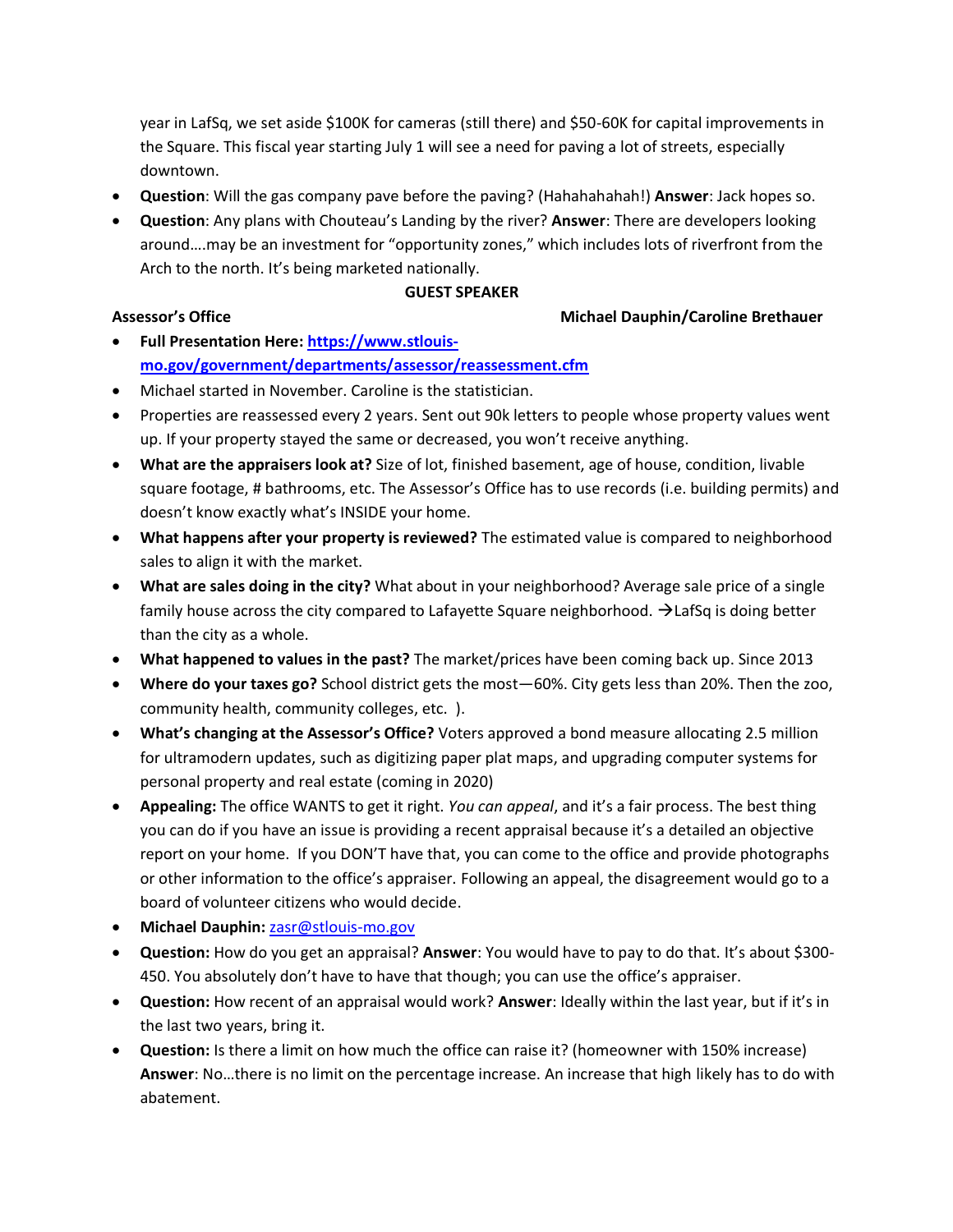year in LafSq, we set aside $100K for cameras (still there) and $50-60K for capital improvements in the Square. This fiscal year starting July 1 will see a need for paving a lot of streets, especially downtown.

- **Question**: Will the gas company pave before the paving? (Hahahahahah!) **Answer**: Jack hopes so.
- **Question**: Any plans with Chouteau's Landing by the river? **Answer**: There are developers looking around….may be an investment for "opportunity zones," which includes lots of riverfront from the Arch to the north. It's being marketed nationally.

**GUEST SPEAKER**

**Assessor's Office** — **Michael Dauphin/Caroline Brethauer**

- **Full Presentation Here: [https://www.stlouis-mo.gov/government/departments/assessor/reassessment.cfm](https://www.stlouis-mo.gov/government/departments/assessor/reassessment.cfm)**
- Michael started in November. Caroline is the statistician.
- Properties are reassessed every 2 years. Sent out 90k letters to people whose property values went up. If your property stayed the same or decreased, you won't receive anything.
- **What are the appraisers look at?** Size of lot, finished basement, age of house, condition, livable square footage, # bathrooms, etc. The Assessor's Office has to use records (i.e. building permits) and doesn't know exactly what's INSIDE your home.
- **What happens after your property is reviewed?** The estimated value is compared to neighborhood sales to align it with the market.
- **What are sales doing in the city?** What about in your neighborhood? Average sale price of a single family house across the city compared to Lafayette Square neighborhood. →LafSq is doing better than the city as a whole.
- **What happened to values in the past?** The market/prices have been coming back up. Since 2013
- **Where do your taxes go?** School district gets the most—60%. City gets less than 20%. Then the zoo, community health, community colleges, etc. ).
- **What's changing at the Assessor's Office?** Voters approved a bond measure allocating 2.5 million for ultramodern updates, such as digitizing paper plat maps, and upgrading computer systems for personal property and real estate (coming in 2020)
- **Appealing:** The office WANTS to get it right. *You can appeal*, and it's a fair process. The best thing you can do if you have an issue is providing a recent appraisal because it's a detailed an objective report on your home. If you DON'T have that, you can come to the office and provide photographs or other information to the office's appraiser. Following an appeal, the disagreement would go to a board of volunteer citizens who would decide.
- **Michael Dauphin:** [zasr@stlouis-mo.gov](mailto:zasr@stlouis-mo.gov)
- **Question:** How do you get an appraisal? **Answer**: You would have to pay to do that. It's about $300-450. You absolutely don't have to have that though; you can use the office's appraiser.
- **Question:** How recent of an appraisal would work? **Answer**: Ideally within the last year, but if it's in the last two years, bring it.
- **Question:** Is there a limit on how much the office can raise it? (homeowner with 150% increase) **Answer**: No…there is no limit on the percentage increase. An increase that high likely has to do with abatement.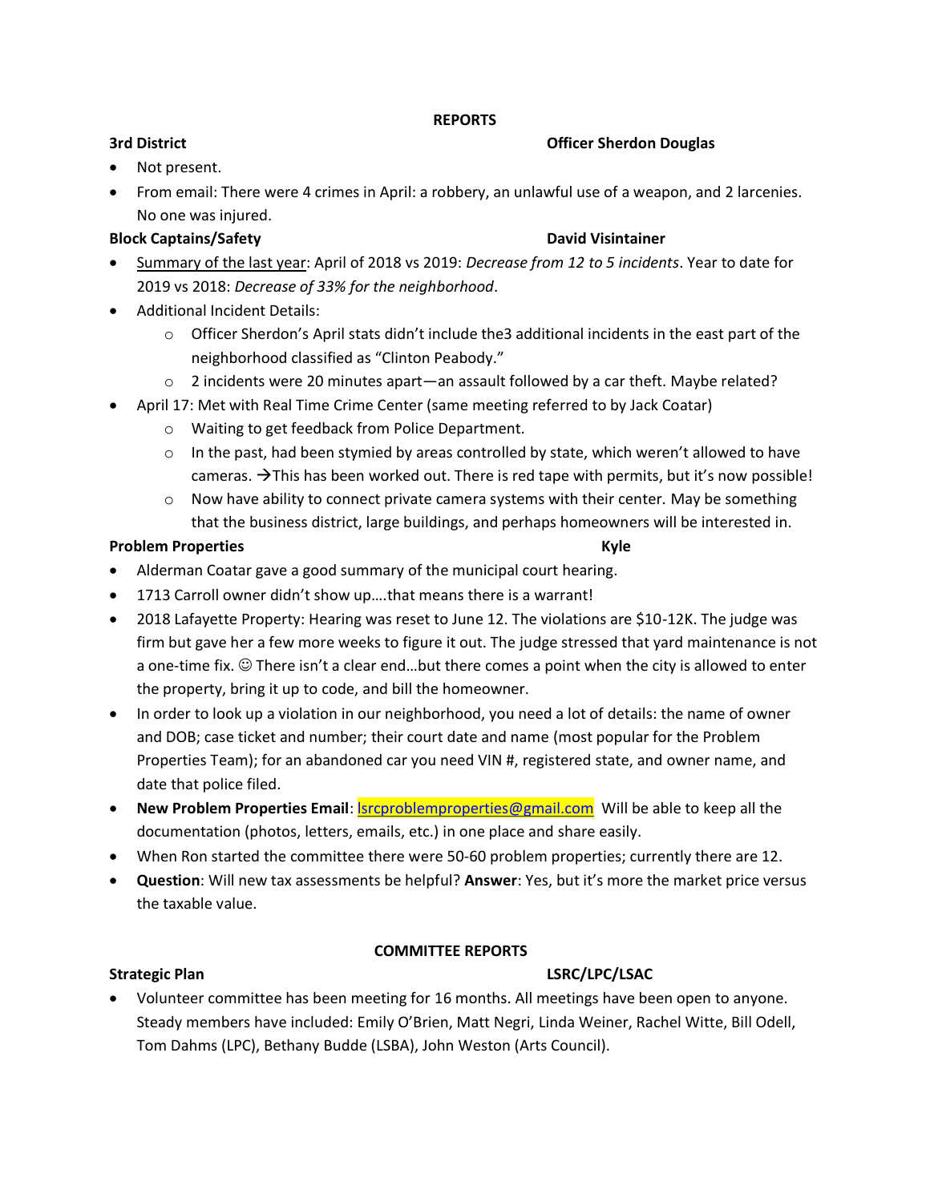## REPORTS

**3rd District** **Officer Sherdon Douglas**

- Not present.
- From email: There were 4 crimes in April: a robbery, an unlawful use of a weapon, and 2 larcenies. No one was injured.

**Block Captains/Safety** **David Visintainer**

- Summary of the last year: April of 2018 vs 2019: *Decrease from 12 to 5 incidents*. Year to date for 2019 vs 2018: *Decrease of 33% for the neighborhood*.
- Additional Incident Details:
  - Officer Sherdon's April stats didn't include the3 additional incidents in the east part of the neighborhood classified as "Clinton Peabody."
  - 2 incidents were 20 minutes apart—an assault followed by a car theft. Maybe related?
- April 17: Met with Real Time Crime Center (same meeting referred to by Jack Coatar)
  - Waiting to get feedback from Police Department.
  - In the past, had been stymied by areas controlled by state, which weren't allowed to have cameras. →This has been worked out. There is red tape with permits, but it's now possible!
  - Now have ability to connect private camera systems with their center. May be something that the business district, large buildings, and perhaps homeowners will be interested in.

**Problem Properties** **Kyle**

- Alderman Coatar gave a good summary of the municipal court hearing.
- 1713 Carroll owner didn't show up….that means there is a warrant!
- 2018 Lafayette Property: Hearing was reset to June 12. The violations are $10-12K. The judge was firm but gave her a few more weeks to figure it out. The judge stressed that yard maintenance is not a one-time fix. ☺ There isn't a clear end…but there comes a point when the city is allowed to enter the property, bring it up to code, and bill the homeowner.
- In order to look up a violation in our neighborhood, you need a lot of details: the name of owner and DOB; case ticket and number; their court date and name (most popular for the Problem Properties Team); for an abandoned car you need VIN #, registered state, and owner name, and date that police filed.
- **New Problem Properties Email**: lsrcproblemproperties@gmail.com Will be able to keep all the documentation (photos, letters, emails, etc.) in one place and share easily.
- When Ron started the committee there were 50-60 problem properties; currently there are 12.
- **Question**: Will new tax assessments be helpful? **Answer**: Yes, but it's more the market price versus the taxable value.

## COMMITTEE REPORTS

**Strategic Plan** **LSRC/LPC/LSAC**

- Volunteer committee has been meeting for 16 months. All meetings have been open to anyone. Steady members have included: Emily O'Brien, Matt Negri, Linda Weiner, Rachel Witte, Bill Odell, Tom Dahms (LPC), Bethany Budde (LSBA), John Weston (Arts Council).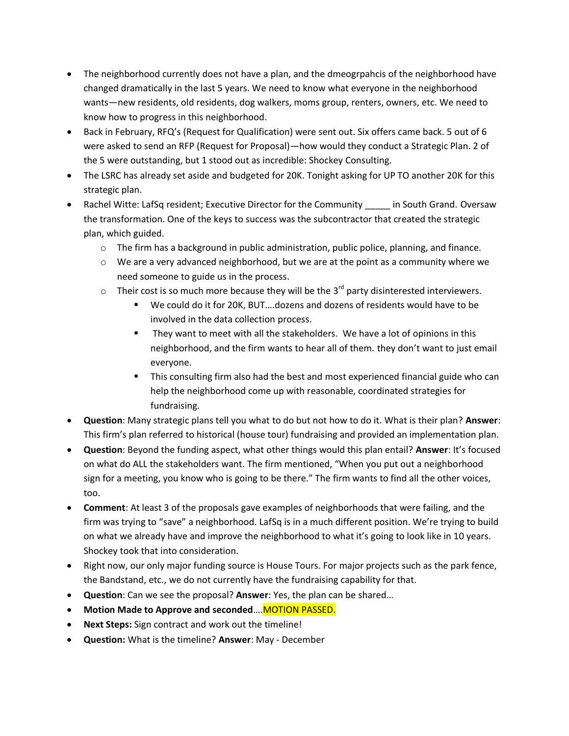- The neighborhood currently does not have a plan, and the dmeogrpahcis of the neighborhood have changed dramatically in the last 5 years. We need to know what everyone in the neighborhood wants—new residents, old residents, dog walkers, moms group, renters, owners, etc. We need to know how to progress in this neighborhood.
- Back in February, RFQ's (Request for Qualification) were sent out. Six offers came back. 5 out of 6 were asked to send an RFP (Request for Proposal)—how would they conduct a Strategic Plan. 2 of the 5 were outstanding, but 1 stood out as incredible: Shockey Consulting.
- The LSRC has already set aside and budgeted for 20K. Tonight asking for UP TO another 20K for this strategic plan.
- Rachel Witte: LafSq resident; Executive Director for the Community _____ in South Grand. Oversaw the transformation. One of the keys to success was the subcontractor that created the strategic plan, which guided.
  - The firm has a background in public administration, public police, planning, and finance.
  - We are a very advanced neighborhood, but we are at the point as a community where we need someone to guide us in the process.
  - Their cost is so much more because they will be the 3rd party disinterested interviewers.
    - We could do it for 20K, BUT….dozens and dozens of residents would have to be involved in the data collection process.
    - They want to meet with all the stakeholders. We have a lot of opinions in this neighborhood, and the firm wants to hear all of them. they don't want to just email everyone.
    - This consulting firm also had the best and most experienced financial guide who can help the neighborhood come up with reasonable, coordinated strategies for fundraising.
- **Question**: Many strategic plans tell you what to do but not how to do it. What is their plan? **Answer**: This firm's plan referred to historical (house tour) fundraising and provided an implementation plan.
- **Question**: Beyond the funding aspect, what other things would this plan entail? **Answer**: It's focused on what do ALL the stakeholders want. The firm mentioned, "When you put out a neighborhood sign for a meeting, you know who is going to be there." The firm wants to find all the other voices, too.
- **Comment**: At least 3 of the proposals gave examples of neighborhoods that were failing, and the firm was trying to "save" a neighborhood. LafSq is in a much different position. We're trying to build on what we already have and improve the neighborhood to what it's going to look like in 10 years. Shockey took that into consideration.
- Right now, our only major funding source is House Tours. For major projects such as the park fence, the Bandstand, etc., we do not currently have the fundraising capability for that.
- **Question**: Can we see the proposal? **Answer**: Yes, the plan can be shared…
- **Motion Made to Approve and seconded**….MOTION PASSED.
- **Next Steps:** Sign contract and work out the timeline!
- **Question:** What is the timeline? **Answer**: May - December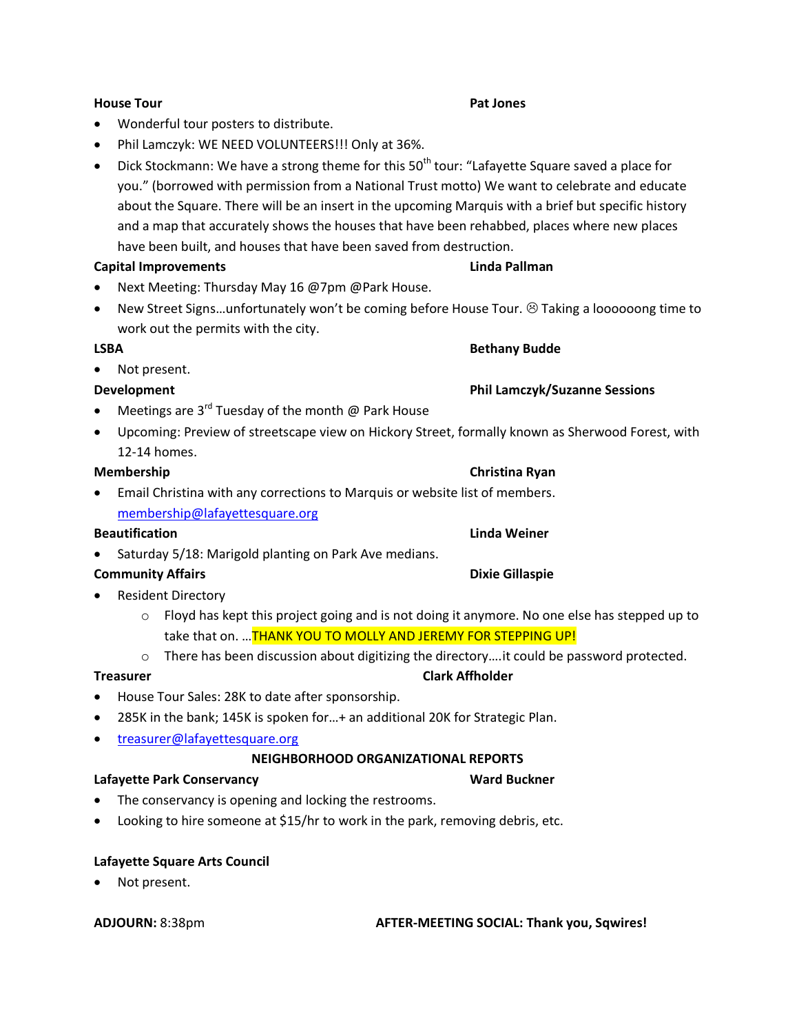**House Tour** **Pat Jones**

- Wonderful tour posters to distribute.
- Phil Lamczyk: WE NEED VOLUNTEERS!!! Only at 36%.
- Dick Stockmann: We have a strong theme for this 50th tour: "Lafayette Square saved a place for you." (borrowed with permission from a National Trust motto) We want to celebrate and educate about the Square. There will be an insert in the upcoming Marquis with a brief but specific history and a map that accurately shows the houses that have been rehabbed, places where new places have been built, and houses that have been saved from destruction.

**Capital Improvements** **Linda Pallman**

- Next Meeting: Thursday May 16 @7pm @Park House.
- New Street Signs…unfortunately won't be coming before House Tour. ☹ Taking a loooooong time to work out the permits with the city.

**LSBA** **Bethany Budde**

- Not present.

**Development** **Phil Lamczyk/Suzanne Sessions**

- Meetings are 3rd Tuesday of the month @ Park House
- Upcoming: Preview of streetscape view on Hickory Street, formally known as Sherwood Forest, with 12-14 homes.

**Membership** **Christina Ryan**

- Email Christina with any corrections to Marquis or website list of members. membership@lafayettesquare.org

**Beautification** **Linda Weiner**

- Saturday 5/18: Marigold planting on Park Ave medians.

**Community Affairs** **Dixie Gillaspie**

- Resident Directory
  - Floyd has kept this project going and is not doing it anymore. No one else has stepped up to take that on. …THANK YOU TO MOLLY AND JEREMY FOR STEPPING UP!
  - There has been discussion about digitizing the directory….it could be password protected.

**Treasurer** **Clark Affholder**

- House Tour Sales: 28K to date after sponsorship.
- 285K in the bank; 145K is spoken for…+ an additional 20K for Strategic Plan.
- treasurer@lafayettesquare.org

**NEIGHBORHOOD ORGANIZATIONAL REPORTS**

**Lafayette Park Conservancy** **Ward Buckner**

- The conservancy is opening and locking the restrooms.
- Looking to hire someone at $15/hr to work in the park, removing debris, etc.

**Lafayette Square Arts Council**

- Not present.

**ADJOURN:** 8:38pm **AFTER-MEETING SOCIAL: Thank you, Sqwires!**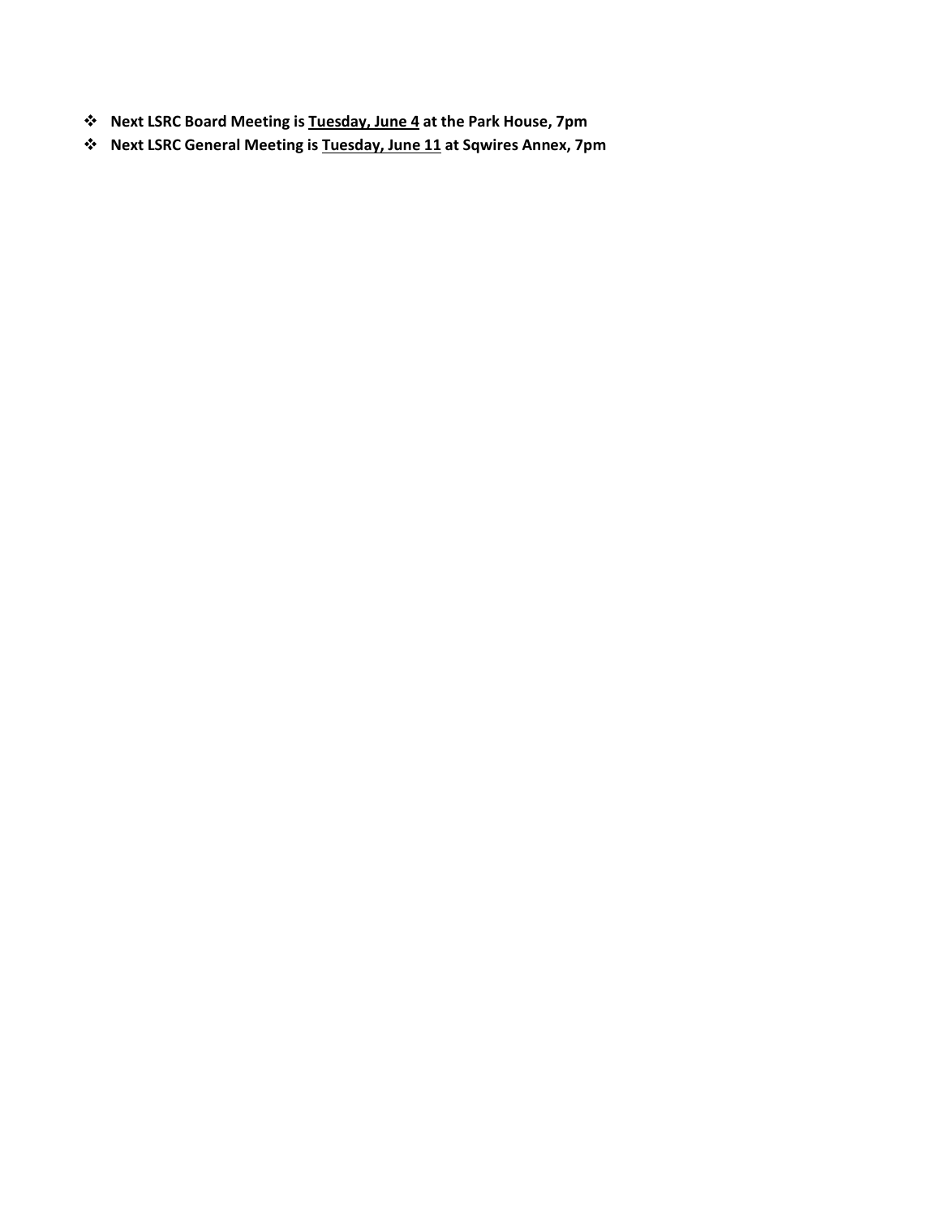- **Next LSRC Board Meeting is <u>Tuesday, June 4</u> at the Park House, 7pm**
- **Next LSRC General Meeting is <u>Tuesday, June 11</u> at Sqwires Annex, 7pm**